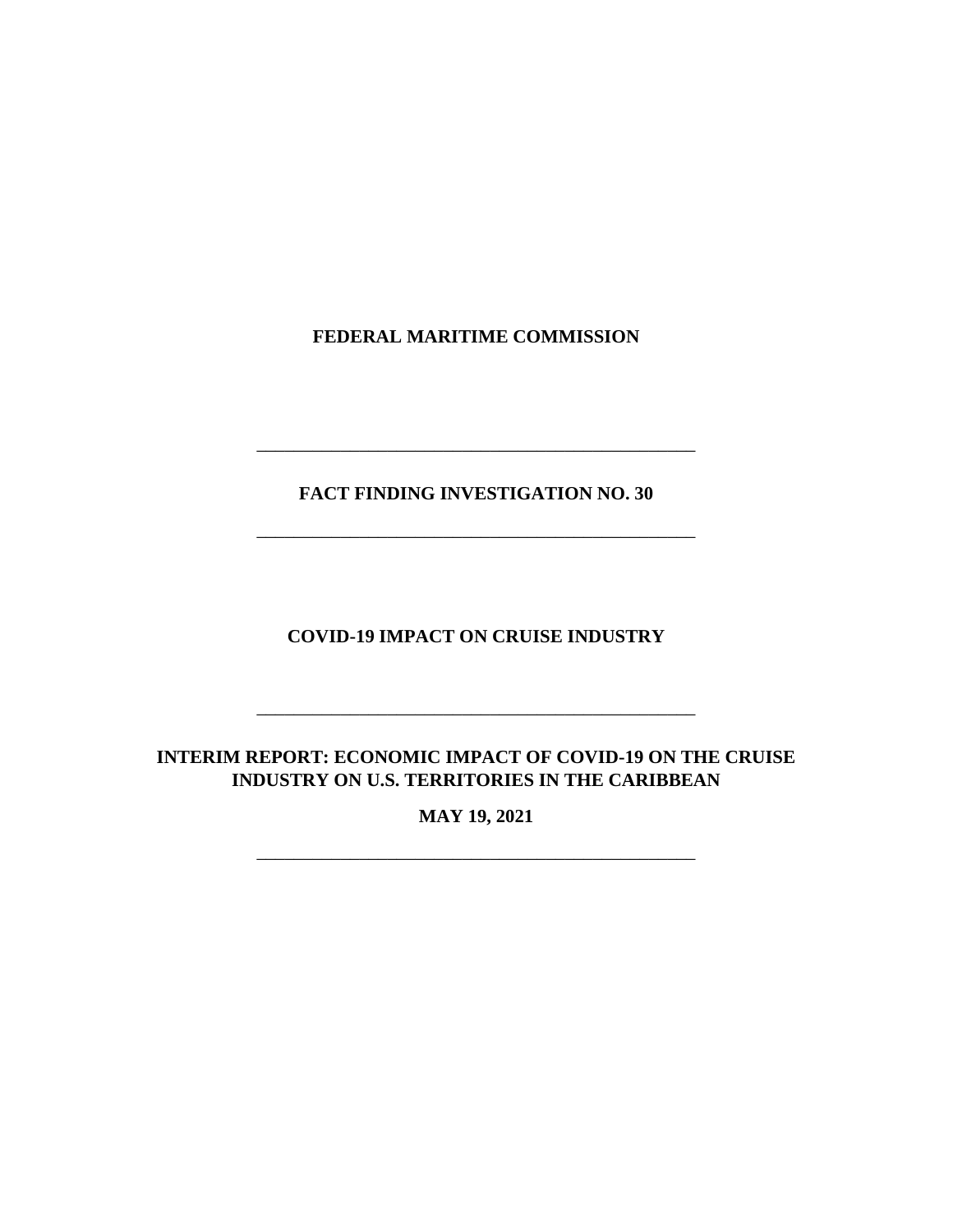**FEDERAL MARITIME COMMISSION**

---

**FACT FINDING INVESTIGATION NO. 30**

---

**COVID-19 IMPACT ON CRUISE INDUSTRY**

---

**INTERIM REPORT: ECONOMIC IMPACT OF COVID-19 ON THE CRUISE INDUSTRY ON U.S. TERRITORIES IN THE CARIBBEAN**

**MAY 19, 2021**

---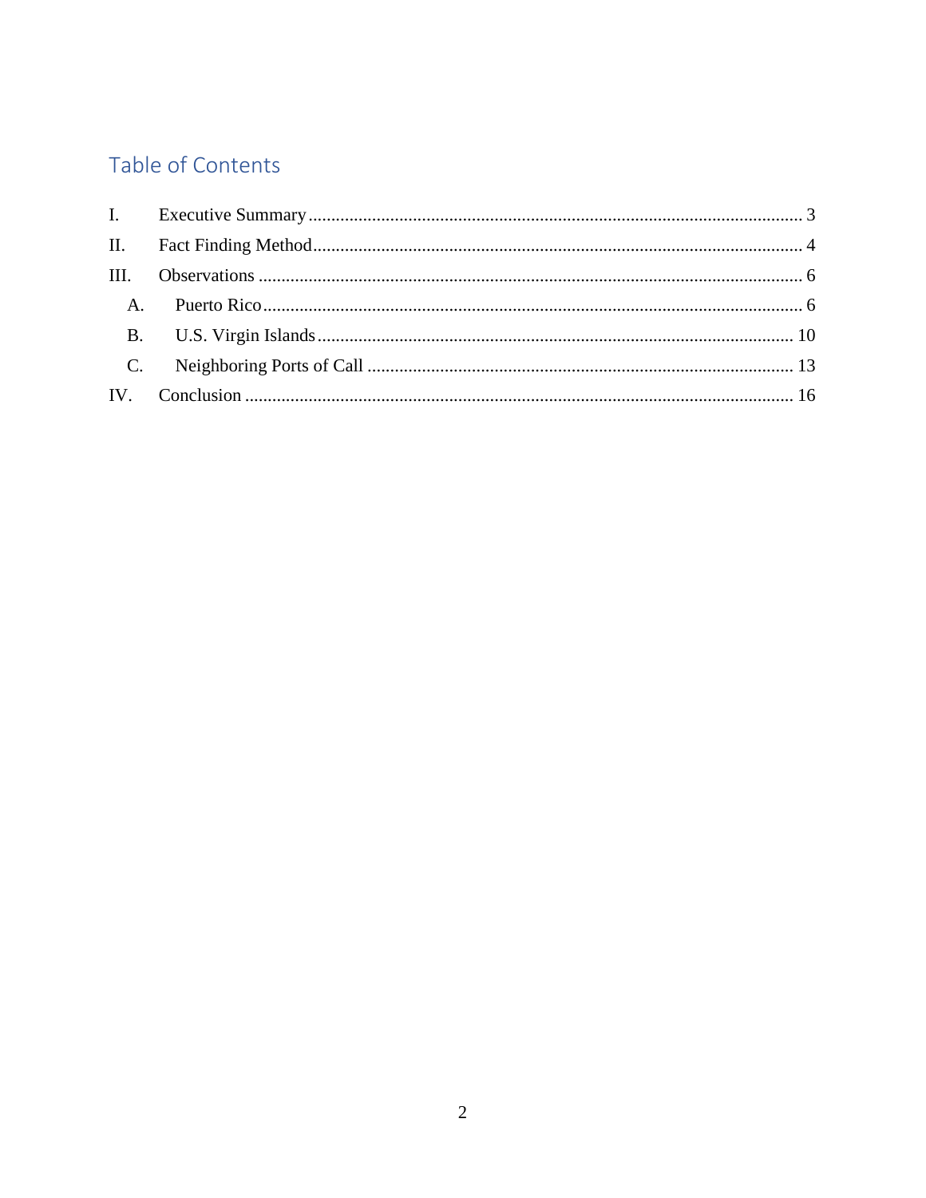# Table of Contents

I. Executive Summary ........ 3

II. Fact Finding Method ........ 4

III. Observations ........ 6

- A. Puerto Rico ........ 6
- B. U.S. Virgin Islands ........ 10
- C. Neighboring Ports of Call ........ 13

IV. Conclusion ........ 16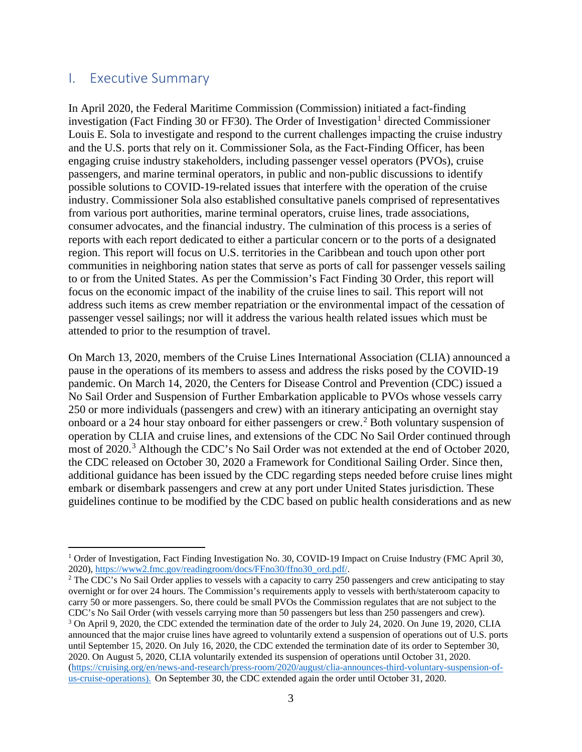## I. Executive Summary

In April 2020, the Federal Maritime Commission (Commission) initiated a fact-finding investigation (Fact Finding 30 or FF30). The Order of Investigation[1] directed Commissioner Louis E. Sola to investigate and respond to the current challenges impacting the cruise industry and the U.S. ports that rely on it. Commissioner Sola, as the Fact-Finding Officer, has been engaging cruise industry stakeholders, including passenger vessel operators (PVOs), cruise passengers, and marine terminal operators, in public and non-public discussions to identify possible solutions to COVID-19-related issues that interfere with the operation of the cruise industry. Commissioner Sola also established consultative panels comprised of representatives from various port authorities, marine terminal operators, cruise lines, trade associations, consumer advocates, and the financial industry. The culmination of this process is a series of reports with each report dedicated to either a particular concern or to the ports of a designated region. This report will focus on U.S. territories in the Caribbean and touch upon other port communities in neighboring nation states that serve as ports of call for passenger vessels sailing to or from the United States. As per the Commission's Fact Finding 30 Order, this report will focus on the economic impact of the inability of the cruise lines to sail. This report will not address such items as crew member repatriation or the environmental impact of the cessation of passenger vessel sailings; nor will it address the various health related issues which must be attended to prior to the resumption of travel.

On March 13, 2020, members of the Cruise Lines International Association (CLIA) announced a pause in the operations of its members to assess and address the risks posed by the COVID-19 pandemic. On March 14, 2020, the Centers for Disease Control and Prevention (CDC) issued a No Sail Order and Suspension of Further Embarkation applicable to PVOs whose vessels carry 250 or more individuals (passengers and crew) with an itinerary anticipating an overnight stay onboard or a 24 hour stay onboard for either passengers or crew.[2] Both voluntary suspension of operation by CLIA and cruise lines, and extensions of the CDC No Sail Order continued through most of 2020.[3] Although the CDC's No Sail Order was not extended at the end of October 2020, the CDC released on October 30, 2020 a Framework for Conditional Sailing Order. Since then, additional guidance has been issued by the CDC regarding steps needed before cruise lines might embark or disembark passengers and crew at any port under United States jurisdiction. These guidelines continue to be modified by the CDC based on public health considerations and as new

---

[1] Order of Investigation, Fact Finding Investigation No. 30, COVID-19 Impact on Cruise Industry (FMC April 30, 2020), https://www2.fmc.gov/readingroom/docs/FFno30/ffno30_ord.pdf/.

[2] The CDC's No Sail Order applies to vessels with a capacity to carry 250 passengers and crew anticipating to stay overnight or for over 24 hours. The Commission's requirements apply to vessels with berth/stateroom capacity to carry 50 or more passengers. So, there could be small PVOs the Commission regulates that are not subject to the CDC's No Sail Order (with vessels carrying more than 50 passengers but less than 250 passengers and crew).

[3] On April 9, 2020, the CDC extended the termination date of the order to July 24, 2020. On June 19, 2020, CLIA announced that the major cruise lines have agreed to voluntarily extend a suspension of operations out of U.S. ports until September 15, 2020. On July 16, 2020, the CDC extended the termination date of its order to September 30, 2020. On August 5, 2020, CLIA voluntarily extended its suspension of operations until October 31, 2020. (https://cruising.org/en/news-and-research/press-room/2020/august/clia-announces-third-voluntary-suspension-of-us-cruise-operations). On September 30, the CDC extended again the order until October 31, 2020.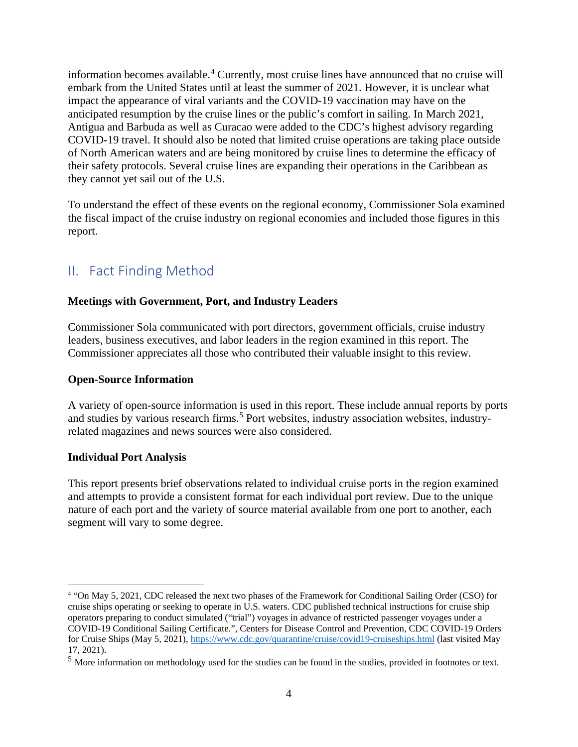information becomes available.[4] Currently, most cruise lines have announced that no cruise will embark from the United States until at least the summer of 2021. However, it is unclear what impact the appearance of viral variants and the COVID-19 vaccination may have on the anticipated resumption by the cruise lines or the public's comfort in sailing. In March 2021, Antigua and Barbuda as well as Curacao were added to the CDC's highest advisory regarding COVID-19 travel. It should also be noted that limited cruise operations are taking place outside of North American waters and are being monitored by cruise lines to determine the efficacy of their safety protocols. Several cruise lines are expanding their operations in the Caribbean as they cannot yet sail out of the U.S.

To understand the effect of these events on the regional economy, Commissioner Sola examined the fiscal impact of the cruise industry on regional economies and included those figures in this report.

## II. Fact Finding Method

**Meetings with Government, Port, and Industry Leaders**

Commissioner Sola communicated with port directors, government officials, cruise industry leaders, business executives, and labor leaders in the region examined in this report. The Commissioner appreciates all those who contributed their valuable insight to this review.

**Open-Source Information**

A variety of open-source information is used in this report. These include annual reports by ports and studies by various research firms.[5] Port websites, industry association websites, industry-related magazines and news sources were also considered.

**Individual Port Analysis**

This report presents brief observations related to individual cruise ports in the region examined and attempts to provide a consistent format for each individual port review. Due to the unique nature of each port and the variety of source material available from one port to another, each segment will vary to some degree.

---

[4] "On May 5, 2021, CDC released the next two phases of the Framework for Conditional Sailing Order (CSO) for cruise ships operating or seeking to operate in U.S. waters. CDC published technical instructions for cruise ship operators preparing to conduct simulated ("trial") voyages in advance of restricted passenger voyages under a COVID-19 Conditional Sailing Certificate.", Centers for Disease Control and Prevention, CDC COVID-19 Orders for Cruise Ships (May 5, 2021), https://www.cdc.gov/quarantine/cruise/covid19-cruiseships.html (last visited May 17, 2021).

[5] More information on methodology used for the studies can be found in the studies, provided in footnotes or text.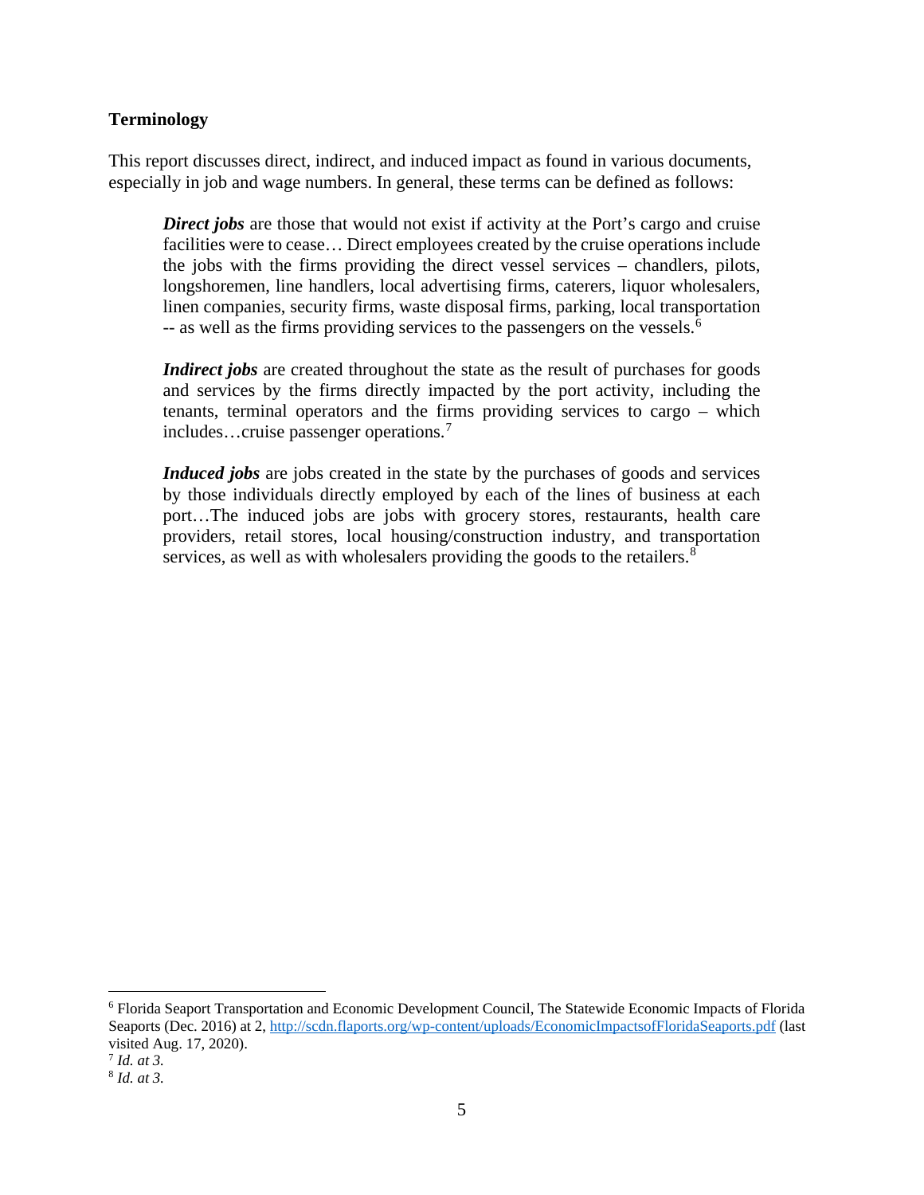**Terminology**

This report discusses direct, indirect, and induced impact as found in various documents, especially in job and wage numbers. In general, these terms can be defined as follows:

> ***Direct jobs*** are those that would not exist if activity at the Port's cargo and cruise facilities were to cease… Direct employees created by the cruise operations include the jobs with the firms providing the direct vessel services – chandlers, pilots, longshoremen, line handlers, local advertising firms, caterers, liquor wholesalers, linen companies, security firms, waste disposal firms, parking, local transportation -- as well as the firms providing services to the passengers on the vessels.[6]
>
> ***Indirect jobs*** are created throughout the state as the result of purchases for goods and services by the firms directly impacted by the port activity, including the tenants, terminal operators and the firms providing services to cargo – which includes…cruise passenger operations.[7]
>
> ***Induced jobs*** are jobs created in the state by the purchases of goods and services by those individuals directly employed by each of the lines of business at each port…The induced jobs are jobs with grocery stores, restaurants, health care providers, retail stores, local housing/construction industry, and transportation services, as well as with wholesalers providing the goods to the retailers.[8]

---

[6] Florida Seaport Transportation and Economic Development Council, The Statewide Economic Impacts of Florida Seaports (Dec. 2016) at 2, http://scdn.flaports.org/wp-content/uploads/EconomicImpactsofFloridaSeaports.pdf (last visited Aug. 17, 2020).

[7] *Id. at 3.*

[8] *Id. at 3.*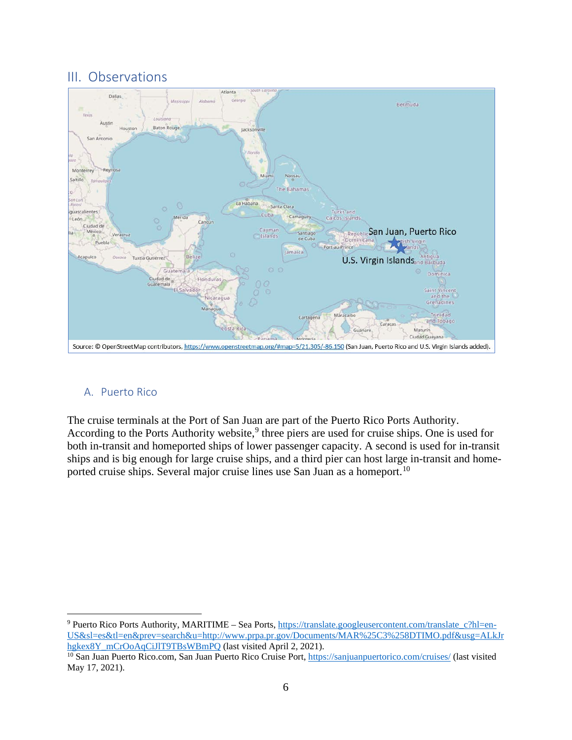# III. Observations

Source: © OpenStreetMap contributors, https://www.openstreetmap.org/#map=5/21.305/-86.150 (San Juan, Puerto Rico and U.S. Virgin Islands added).

## A. Puerto Rico

The cruise terminals at the Port of San Juan are part of the Puerto Rico Ports Authority. According to the Ports Authority website,[9] three piers are used for cruise ships. One is used for both in-transit and homeported ships of lower passenger capacity. A second is used for in-transit ships and is big enough for large cruise ships, and a third pier can host large in-transit and home-ported cruise ships. Several major cruise lines use San Juan as a homeport.[10]

---

[9] Puerto Rico Ports Authority, MARITIME – Sea Ports, https://translate.googleusercontent.com/translate_c?hl=en-US&sl=es&tl=en&prev=search&u=http://www.prpa.pr.gov/Documents/MAR%25C3%258DTIMO.pdf&usg=ALkJrhgkex8Y_mCrOoAqCiJlT9TBsWBmPQ (last visited April 2, 2021).

[10] San Juan Puerto Rico.com, San Juan Puerto Rico Cruise Port, https://sanjuanpuertorico.com/cruises/ (last visited May 17, 2021).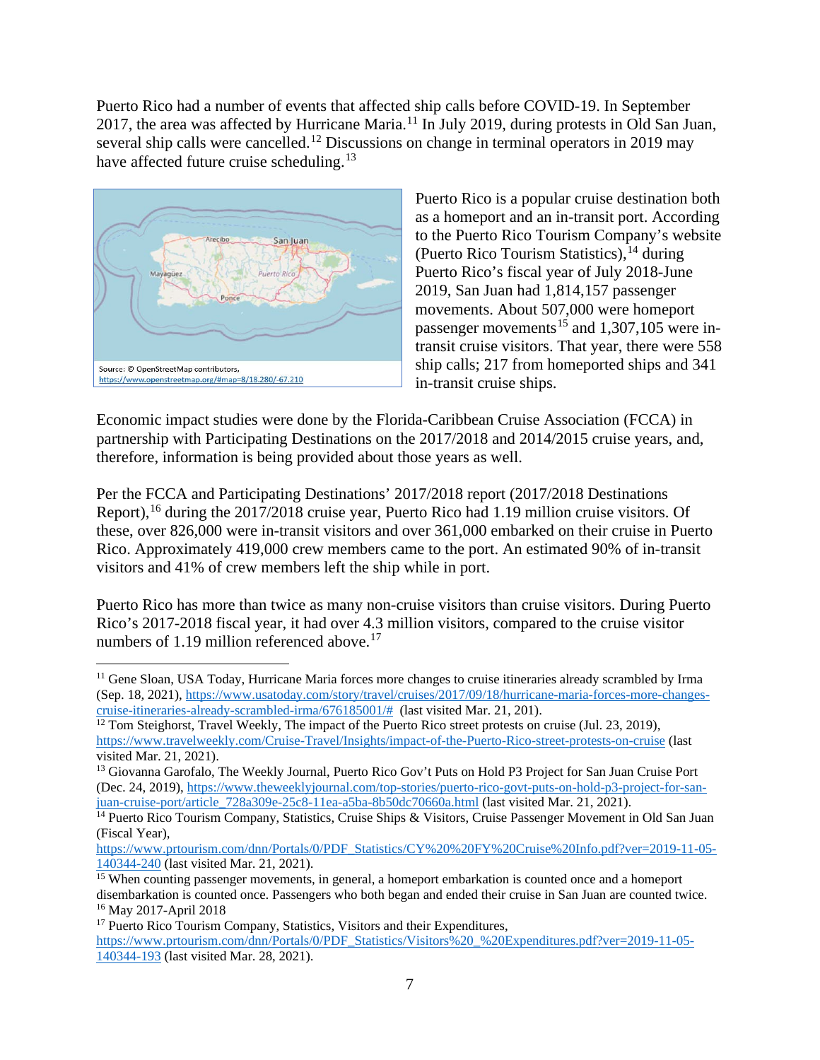Puerto Rico had a number of events that affected ship calls before COVID-19. In September 2017, the area was affected by Hurricane Maria.[11] In July 2019, during protests in Old San Juan, several ship calls were cancelled.[12] Discussions on change in terminal operators in 2019 may have affected future cruise scheduling.[13]

Source: © OpenStreetMap contributors, https://www.openstreetmap.org/#map=8/18.280/-67.210

Puerto Rico is a popular cruise destination both as a homeport and an in-transit port. According to the Puerto Rico Tourism Company's website (Puerto Rico Tourism Statistics),[14] during Puerto Rico's fiscal year of July 2018-June 2019, San Juan had 1,814,157 passenger movements. About 507,000 were homeport passenger movements[15] and 1,307,105 were in-transit cruise visitors. That year, there were 558 ship calls; 217 from homeported ships and 341 in-transit cruise ships.

Economic impact studies were done by the Florida-Caribbean Cruise Association (FCCA) in partnership with Participating Destinations on the 2017/2018 and 2014/2015 cruise years, and, therefore, information is being provided about those years as well.

Per the FCCA and Participating Destinations' 2017/2018 report (2017/2018 Destinations Report),[16] during the 2017/2018 cruise year, Puerto Rico had 1.19 million cruise visitors. Of these, over 826,000 were in-transit visitors and over 361,000 embarked on their cruise in Puerto Rico. Approximately 419,000 crew members came to the port. An estimated 90% of in-transit visitors and 41% of crew members left the ship while in port.

Puerto Rico has more than twice as many non-cruise visitors than cruise visitors. During Puerto Rico's 2017-2018 fiscal year, it had over 4.3 million visitors, compared to the cruise visitor numbers of 1.19 million referenced above.[17]

---

[11] Gene Sloan, USA Today, Hurricane Maria forces more changes to cruise itineraries already scrambled by Irma (Sep. 18, 2021), https://www.usatoday.com/story/travel/cruises/2017/09/18/hurricane-maria-forces-more-changes-cruise-itineraries-already-scrambled-irma/676185001/# (last visited Mar. 21, 201).

[12] Tom Steighorst, Travel Weekly, The impact of the Puerto Rico street protests on cruise (Jul. 23, 2019), https://www.travelweekly.com/Cruise-Travel/Insights/impact-of-the-Puerto-Rico-street-protests-on-cruise (last visited Mar. 21, 2021).

[13] Giovanna Garofalo, The Weekly Journal, Puerto Rico Gov't Puts on Hold P3 Project for San Juan Cruise Port (Dec. 24, 2019), https://www.theweeklyjournal.com/top-stories/puerto-rico-govt-puts-on-hold-p3-project-for-san-juan-cruise-port/article_728a309e-25c8-11ea-a5ba-8b50dc70660a.html (last visited Mar. 21, 2021).

[14] Puerto Rico Tourism Company, Statistics, Cruise Ships & Visitors, Cruise Passenger Movement in Old San Juan (Fiscal Year), https://www.prtourism.com/dnn/Portals/0/PDF_Statistics/CY%20%20FY%20Cruise%20Info.pdf?ver=2019-11-05-140344-240 (last visited Mar. 21, 2021).

[15] When counting passenger movements, in general, a homeport embarkation is counted once and a homeport disembarkation is counted once. Passengers who both began and ended their cruise in San Juan are counted twice.

[16] May 2017-April 2018

[17] Puerto Rico Tourism Company, Statistics, Visitors and their Expenditures, https://www.prtourism.com/dnn/Portals/0/PDF_Statistics/Visitors%20_%20Expenditures.pdf?ver=2019-11-05-140344-193 (last visited Mar. 28, 2021).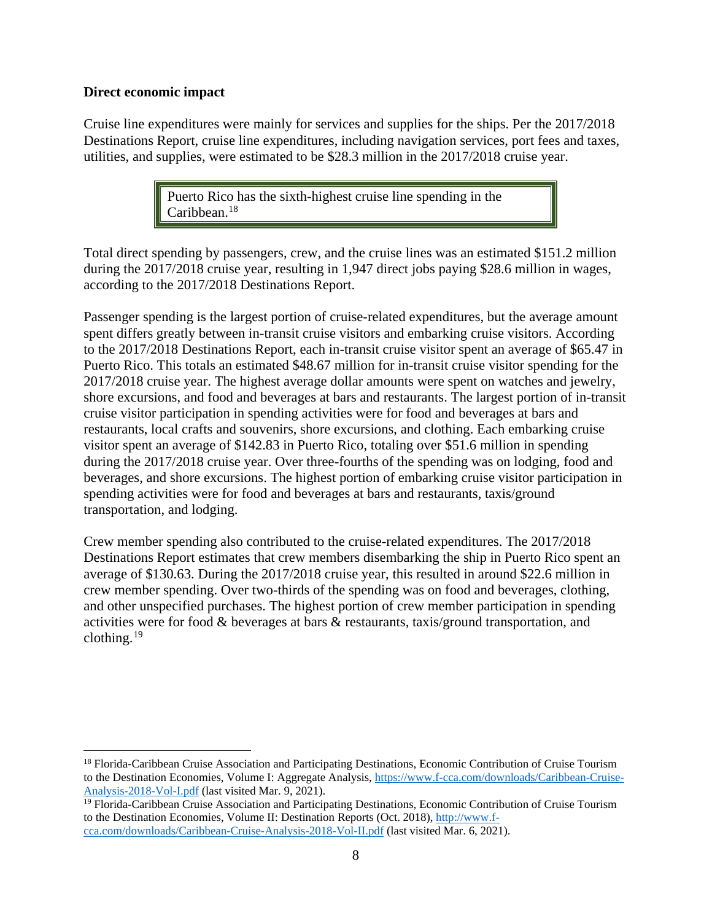**Direct economic impact**

Cruise line expenditures were mainly for services and supplies for the ships. Per the 2017/2018 Destinations Report, cruise line expenditures, including navigation services, port fees and taxes, utilities, and supplies, were estimated to be $28.3 million in the 2017/2018 cruise year.

> Puerto Rico has the sixth-highest cruise line spending in the Caribbean.[18]

Total direct spending by passengers, crew, and the cruise lines was an estimated $151.2 million during the 2017/2018 cruise year, resulting in 1,947 direct jobs paying $28.6 million in wages, according to the 2017/2018 Destinations Report.

Passenger spending is the largest portion of cruise-related expenditures, but the average amount spent differs greatly between in-transit cruise visitors and embarking cruise visitors. According to the 2017/2018 Destinations Report, each in-transit cruise visitor spent an average of $65.47 in Puerto Rico. This totals an estimated $48.67 million for in-transit cruise visitor spending for the 2017/2018 cruise year. The highest average dollar amounts were spent on watches and jewelry, shore excursions, and food and beverages at bars and restaurants. The largest portion of in-transit cruise visitor participation in spending activities were for food and beverages at bars and restaurants, local crafts and souvenirs, shore excursions, and clothing. Each embarking cruise visitor spent an average of $142.83 in Puerto Rico, totaling over $51.6 million in spending during the 2017/2018 cruise year. Over three-fourths of the spending was on lodging, food and beverages, and shore excursions. The highest portion of embarking cruise visitor participation in spending activities were for food and beverages at bars and restaurants, taxis/ground transportation, and lodging.

Crew member spending also contributed to the cruise-related expenditures. The 2017/2018 Destinations Report estimates that crew members disembarking the ship in Puerto Rico spent an average of $130.63. During the 2017/2018 cruise year, this resulted in around $22.6 million in crew member spending. Over two-thirds of the spending was on food and beverages, clothing, and other unspecified purchases. The highest portion of crew member participation in spending activities were for food & beverages at bars & restaurants, taxis/ground transportation, and clothing.[19]

---

[18] Florida-Caribbean Cruise Association and Participating Destinations, Economic Contribution of Cruise Tourism to the Destination Economies, Volume I: Aggregate Analysis, https://www.f-cca.com/downloads/Caribbean-Cruise-Analysis-2018-Vol-I.pdf (last visited Mar. 9, 2021).

[19] Florida-Caribbean Cruise Association and Participating Destinations, Economic Contribution of Cruise Tourism to the Destination Economies, Volume II: Destination Reports (Oct. 2018), http://www.f-cca.com/downloads/Caribbean-Cruise-Analysis-2018-Vol-II.pdf (last visited Mar. 6, 2021).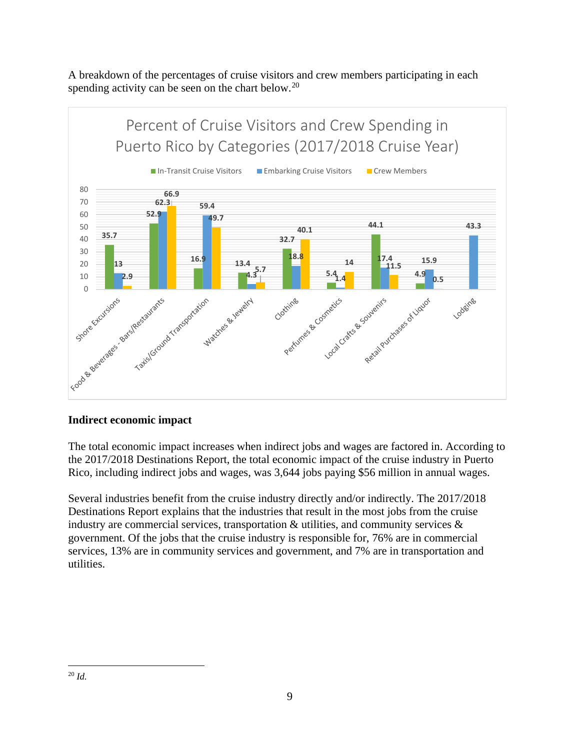A breakdown of the percentages of cruise visitors and crew members participating in each spending activity can be seen on the chart below.[20]

**Percent of Cruise Visitors and Crew Spending in Puerto Rico by Categories (2017/2018 Cruise Year)**

| Category | In-Transit Cruise Visitors | Embarking Cruise Visitors | Crew Members |
|---|---|---|---|
| Shore Excursions | 35.7 | 13 | 2.9 |
| Food & Beverages - Bars/Restaurants | 52.9 | 62.3 | 66.9 |
| Taxis/Ground Transportation | 16.9 | 59.4 | 49.7 |
| Watches & Jewelry | 13.4 | 4.3 | 5.7 |
| Clothing | 32.7 | 18.8 | 40.1 |
| Perfumes & Cosmetics | 5.4 | 1.4 | 14 |
| Local Crafts & Souvenirs | 44.1 | 17.4 | 11.5 |
| Retail Purchases of Liquor | 4.9 | 15.9 | 0.5 |
| Lodging | | 43.3 | |

**Indirect economic impact**

The total economic impact increases when indirect jobs and wages are factored in. According to the 2017/2018 Destinations Report, the total economic impact of the cruise industry in Puerto Rico, including indirect jobs and wages, was 3,644 jobs paying $56 million in annual wages.

Several industries benefit from the cruise industry directly and/or indirectly. The 2017/2018 Destinations Report explains that the industries that result in the most jobs from the cruise industry are commercial services, transportation & utilities, and community services & government. Of the jobs that the cruise industry is responsible for, 76% are in commercial services, 13% are in community services and government, and 7% are in transportation and utilities.

---

[20] *Id.*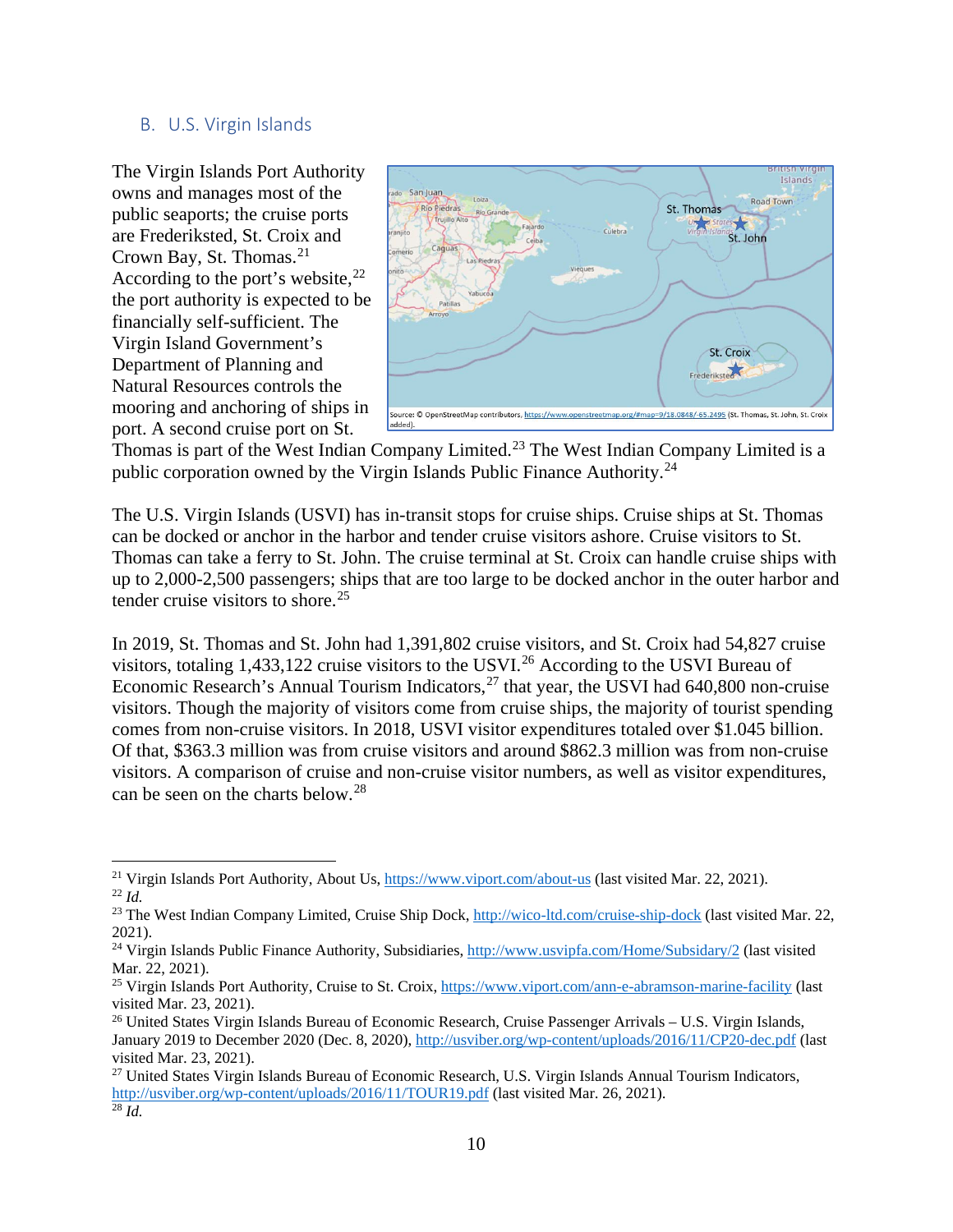## B. U.S. Virgin Islands

The Virgin Islands Port Authority owns and manages most of the public seaports; the cruise ports are Frederiksted, St. Croix and Crown Bay, St. Thomas.[21] According to the port's website,[22] the port authority is expected to be financially self-sufficient. The Virgin Island Government's Department of Planning and Natural Resources controls the mooring and anchoring of ships in port. A second cruise port on St. Thomas is part of the West Indian Company Limited.[23] The West Indian Company Limited is a public corporation owned by the Virgin Islands Public Finance Authority.[24]

Source: © OpenStreetMap contributors, https://www.openstreetmap.org/#map=9/18.0848/-65.2495 (St. Thomas, St. John, St. Croix added).

The U.S. Virgin Islands (USVI) has in-transit stops for cruise ships. Cruise ships at St. Thomas can be docked or anchor in the harbor and tender cruise visitors ashore. Cruise visitors to St. Thomas can take a ferry to St. John. The cruise terminal at St. Croix can handle cruise ships with up to 2,000-2,500 passengers; ships that are too large to be docked anchor in the outer harbor and tender cruise visitors to shore.[25]

In 2019, St. Thomas and St. John had 1,391,802 cruise visitors, and St. Croix had 54,827 cruise visitors, totaling 1,433,122 cruise visitors to the USVI.[26] According to the USVI Bureau of Economic Research's Annual Tourism Indicators,[27] that year, the USVI had 640,800 non-cruise visitors. Though the majority of visitors come from cruise ships, the majority of tourist spending comes from non-cruise visitors. In 2018, USVI visitor expenditures totaled over $1.045 billion. Of that, $363.3 million was from cruise visitors and around $862.3 million was from non-cruise visitors. A comparison of cruise and non-cruise visitor numbers, as well as visitor expenditures, can be seen on the charts below.[28]

---

[21] Virgin Islands Port Authority, About Us, https://www.viport.com/about-us (last visited Mar. 22, 2021).
[22] *Id.*
[23] The West Indian Company Limited, Cruise Ship Dock, http://wico-ltd.com/cruise-ship-dock (last visited Mar. 22, 2021).
[24] Virgin Islands Public Finance Authority, Subsidiaries, http://www.usvipfa.com/Home/Subsidary/2 (last visited Mar. 22, 2021).
[25] Virgin Islands Port Authority, Cruise to St. Croix, https://www.viport.com/ann-e-abramson-marine-facility (last visited Mar. 23, 2021).
[26] United States Virgin Islands Bureau of Economic Research, Cruise Passenger Arrivals – U.S. Virgin Islands, January 2019 to December 2020 (Dec. 8, 2020), http://usviber.org/wp-content/uploads/2016/11/CP20-dec.pdf (last visited Mar. 23, 2021).
[27] United States Virgin Islands Bureau of Economic Research, U.S. Virgin Islands Annual Tourism Indicators, http://usviber.org/wp-content/uploads/2016/11/TOUR19.pdf (last visited Mar. 26, 2021).
[28] *Id.*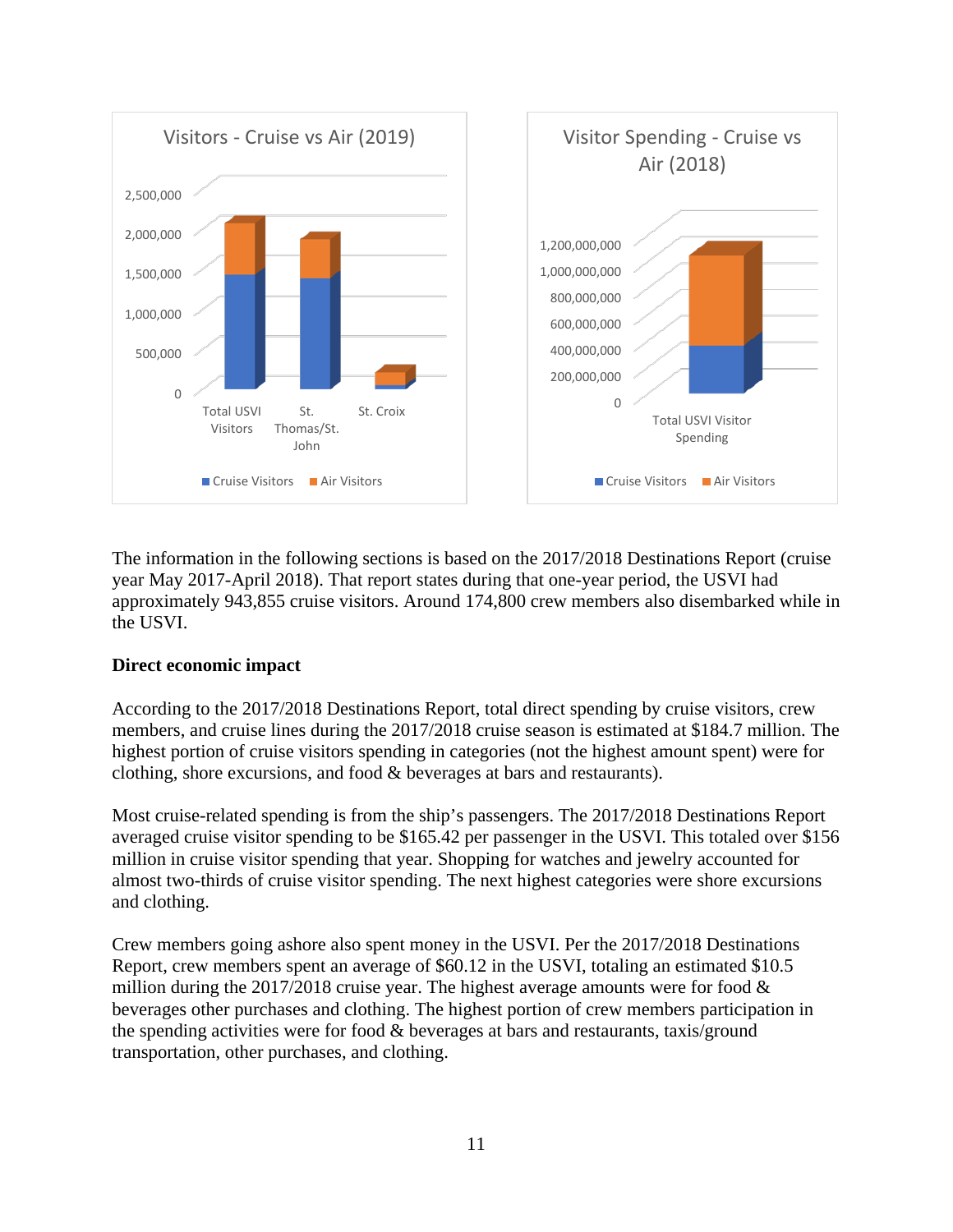Visitors - Cruise vs Air (2019)

Visitor Spending - Cruise vs Air (2018)

The information in the following sections is based on the 2017/2018 Destinations Report (cruise year May 2017-April 2018). That report states during that one-year period, the USVI had approximately 943,855 cruise visitors. Around 174,800 crew members also disembarked while in the USVI.

**Direct economic impact**

According to the 2017/2018 Destinations Report, total direct spending by cruise visitors, crew members, and cruise lines during the 2017/2018 cruise season is estimated at $184.7 million. The highest portion of cruise visitors spending in categories (not the highest amount spent) were for clothing, shore excursions, and food & beverages at bars and restaurants).

Most cruise-related spending is from the ship's passengers. The 2017/2018 Destinations Report averaged cruise visitor spending to be $165.42 per passenger in the USVI. This totaled over $156 million in cruise visitor spending that year. Shopping for watches and jewelry accounted for almost two-thirds of cruise visitor spending. The next highest categories were shore excursions and clothing.

Crew members going ashore also spent money in the USVI. Per the 2017/2018 Destinations Report, crew members spent an average of $60.12 in the USVI, totaling an estimated $10.5 million during the 2017/2018 cruise year. The highest average amounts were for food & beverages other purchases and clothing. The highest portion of crew members participation in the spending activities were for food & beverages at bars and restaurants, taxis/ground transportation, other purchases, and clothing.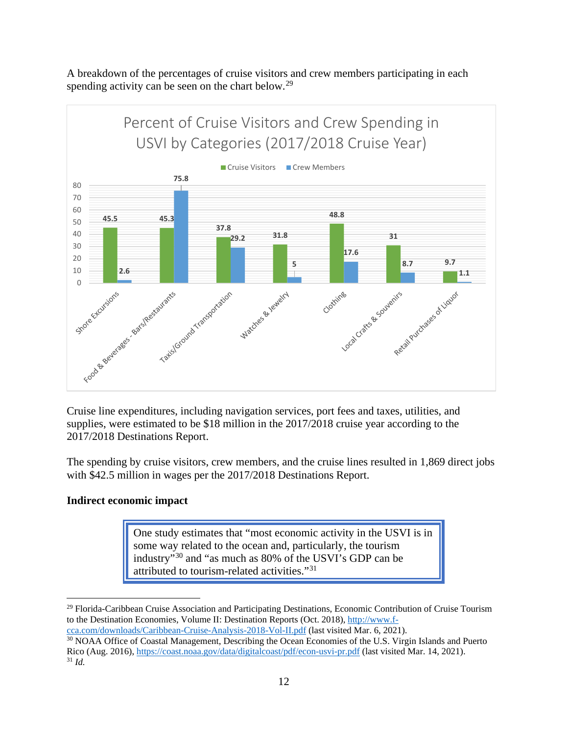A breakdown of the percentages of cruise visitors and crew members participating in each spending activity can be seen on the chart below.[29]

**Percent of Cruise Visitors and Crew Spending in USVI by Categories (2017/2018 Cruise Year)**

| Category | Cruise Visitors | Crew Members |
| --- | --- | --- |
| Shore Excursions | 45.5 | 2.6 |
| Food & Beverages - Bars/Restaurants | 45.3 | 75.8 |
| Taxis/Ground Transportation | 37.8 | 29.2 |
| Watches & Jewelry | 31.8 | 5 |
| Clothing | 48.8 | 17.6 |
| Local Crafts & Souvenirs | 31 | 8.7 |
| Retail Purchases of Liquor | 9.7 | 1.1 |

Cruise line expenditures, including navigation services, port fees and taxes, utilities, and supplies, were estimated to be $18 million in the 2017/2018 cruise year according to the 2017/2018 Destinations Report.

The spending by cruise visitors, crew members, and the cruise lines resulted in 1,869 direct jobs with $42.5 million in wages per the 2017/2018 Destinations Report.

**Indirect economic impact**

> One study estimates that "most economic activity in the USVI is in some way related to the ocean and, particularly, the tourism industry"[30] and "as much as 80% of the USVI's GDP can be attributed to tourism-related activities."[31]

---

[29] Florida-Caribbean Cruise Association and Participating Destinations, Economic Contribution of Cruise Tourism to the Destination Economies, Volume II: Destination Reports (Oct. 2018), http://www.f-cca.com/downloads/Caribbean-Cruise-Analysis-2018-Vol-II.pdf (last visited Mar. 6, 2021).

[30] NOAA Office of Coastal Management, Describing the Ocean Economies of the U.S. Virgin Islands and Puerto Rico (Aug. 2016), https://coast.noaa.gov/data/digitalcoast/pdf/econ-usvi-pr.pdf (last visited Mar. 14, 2021).

[31] *Id.*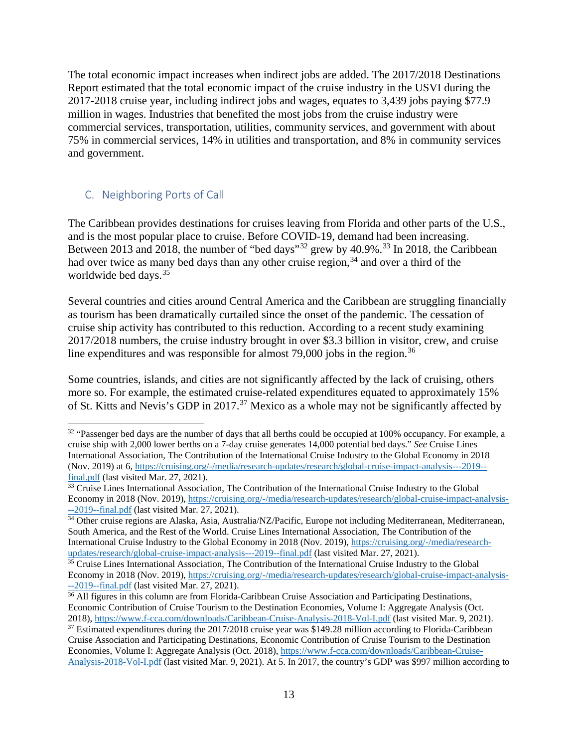The total economic impact increases when indirect jobs are added. The 2017/2018 Destinations Report estimated that the total economic impact of the cruise industry in the USVI during the 2017-2018 cruise year, including indirect jobs and wages, equates to 3,439 jobs paying $77.9 million in wages. Industries that benefited the most jobs from the cruise industry were commercial services, transportation, utilities, community services, and government with about 75% in commercial services, 14% in utilities and transportation, and 8% in community services and government.

## C. Neighboring Ports of Call

The Caribbean provides destinations for cruises leaving from Florida and other parts of the U.S., and is the most popular place to cruise. Before COVID-19, demand had been increasing. Between 2013 and 2018, the number of "bed days"[32] grew by 40.9%.[33] In 2018, the Caribbean had over twice as many bed days than any other cruise region,[34] and over a third of the worldwide bed days.[35]

Several countries and cities around Central America and the Caribbean are struggling financially as tourism has been dramatically curtailed since the onset of the pandemic. The cessation of cruise ship activity has contributed to this reduction. According to a recent study examining 2017/2018 numbers, the cruise industry brought in over $3.3 billion in visitor, crew, and cruise line expenditures and was responsible for almost 79,000 jobs in the region.[36]

Some countries, islands, and cities are not significantly affected by the lack of cruising, others more so. For example, the estimated cruise-related expenditures equated to approximately 15% of St. Kitts and Nevis's GDP in 2017.[37] Mexico as a whole may not be significantly affected by

---

[32] "Passenger bed days are the number of days that all berths could be occupied at 100% occupancy. For example, a cruise ship with 2,000 lower berths on a 7-day cruise generates 14,000 potential bed days." *See* Cruise Lines International Association, The Contribution of the International Cruise Industry to the Global Economy in 2018 (Nov. 2019) at 6, https://cruising.org/-/media/research-updates/research/global-cruise-impact-analysis---2019--final.pdf (last visited Mar. 27, 2021).

[33] Cruise Lines International Association, The Contribution of the International Cruise Industry to the Global Economy in 2018 (Nov. 2019), https://cruising.org/-/media/research-updates/research/global-cruise-impact-analysis---2019--final.pdf (last visited Mar. 27, 2021).

[34] Other cruise regions are Alaska, Asia, Australia/NZ/Pacific, Europe not including Mediterranean, Mediterranean, South America, and the Rest of the World. Cruise Lines International Association, The Contribution of the International Cruise Industry to the Global Economy in 2018 (Nov. 2019), https://cruising.org/-/media/research-updates/research/global-cruise-impact-analysis---2019--final.pdf (last visited Mar. 27, 2021).

[35] Cruise Lines International Association, The Contribution of the International Cruise Industry to the Global Economy in 2018 (Nov. 2019), https://cruising.org/-/media/research-updates/research/global-cruise-impact-analysis---2019--final.pdf (last visited Mar. 27, 2021).

[36] All figures in this column are from Florida-Caribbean Cruise Association and Participating Destinations, Economic Contribution of Cruise Tourism to the Destination Economies, Volume I: Aggregate Analysis (Oct. 2018), https://www.f-cca.com/downloads/Caribbean-Cruise-Analysis-2018-Vol-I.pdf (last visited Mar. 9, 2021).

[37] Estimated expenditures during the 2017/2018 cruise year was $149.28 million according to Florida-Caribbean Cruise Association and Participating Destinations, Economic Contribution of Cruise Tourism to the Destination Economies, Volume I: Aggregate Analysis (Oct. 2018), https://www.f-cca.com/downloads/Caribbean-Cruise-Analysis-2018-Vol-I.pdf (last visited Mar. 9, 2021). At 5. In 2017, the country's GDP was $997 million according to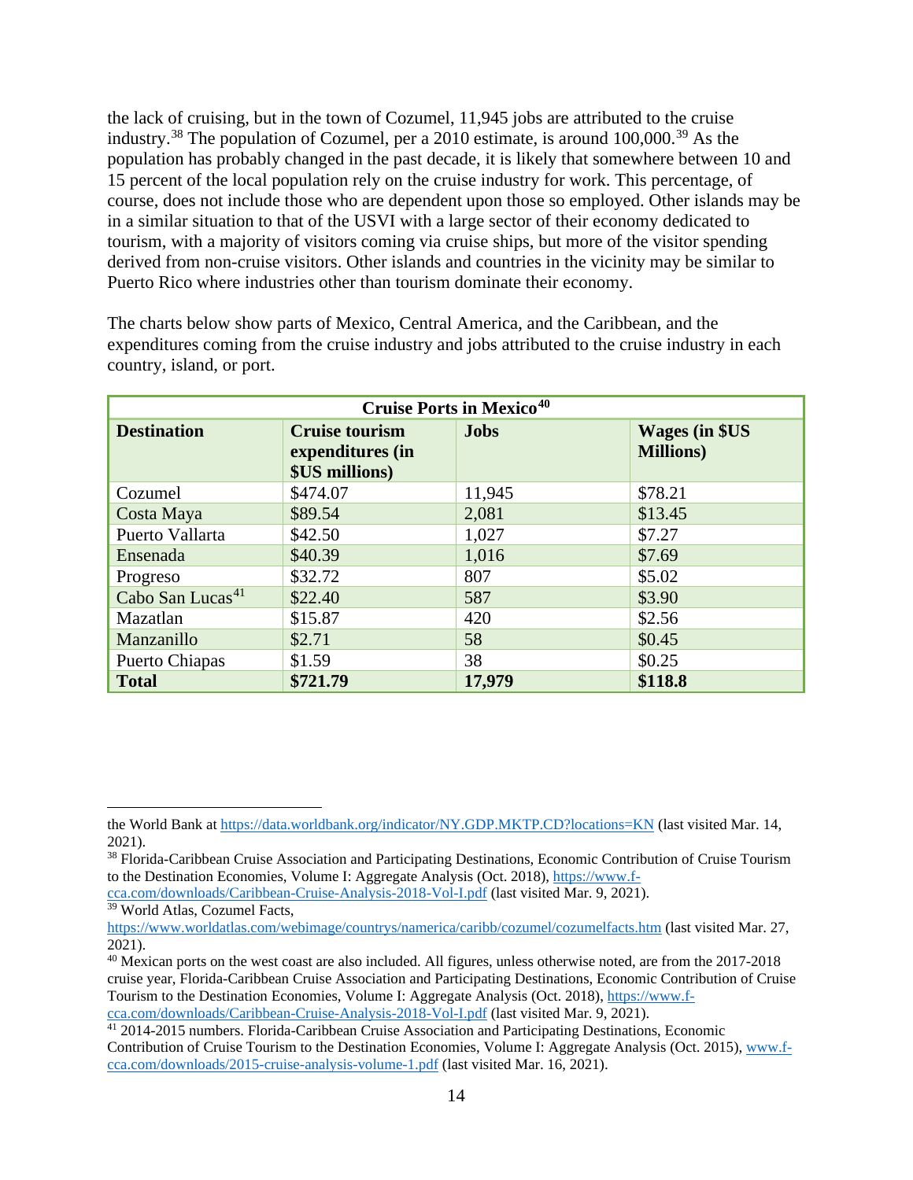the lack of cruising, but in the town of Cozumel, 11,945 jobs are attributed to the cruise industry.[38] The population of Cozumel, per a 2010 estimate, is around 100,000.[39] As the population has probably changed in the past decade, it is likely that somewhere between 10 and 15 percent of the local population rely on the cruise industry for work. This percentage, of course, does not include those who are dependent upon those so employed. Other islands may be in a similar situation to that of the USVI with a large sector of their economy dedicated to tourism, with a majority of visitors coming via cruise ships, but more of the visitor spending derived from non-cruise visitors. Other islands and countries in the vicinity may be similar to Puerto Rico where industries other than tourism dominate their economy.

The charts below show parts of Mexico, Central America, and the Caribbean, and the expenditures coming from the cruise industry and jobs attributed to the cruise industry in each country, island, or port.

| **Cruise Ports in Mexico**[40] | | | |
|---|---|---|---|
| **Destination** | **Cruise tourism expenditures (in $US millions)** | **Jobs** | **Wages (in $US Millions)** |
| Cozumel | $474.07 | 11,945 | $78.21 |
| Costa Maya | $89.54 | 2,081 | $13.45 |
| Puerto Vallarta | $42.50 | 1,027 | $7.27 |
| Ensenada | $40.39 | 1,016 | $7.69 |
| Progreso | $32.72 | 807 | $5.02 |
| Cabo San Lucas[41] | $22.40 | 587 | $3.90 |
| Mazatlan | $15.87 | 420 | $2.56 |
| Manzanillo | $2.71 | 58 | $0.45 |
| Puerto Chiapas | $1.59 | 38 | $0.25 |
| **Total** | **$721.79** | **17,979** | **$118.8** |

---

the World Bank at https://data.worldbank.org/indicator/NY.GDP.MKTP.CD?locations=KN (last visited Mar. 14, 2021).

[38] Florida-Caribbean Cruise Association and Participating Destinations, Economic Contribution of Cruise Tourism to the Destination Economies, Volume I: Aggregate Analysis (Oct. 2018), https://www.f-cca.com/downloads/Caribbean-Cruise-Analysis-2018-Vol-I.pdf (last visited Mar. 9, 2021).

[39] World Atlas, Cozumel Facts, https://www.worldatlas.com/webimage/countrys/namerica/caribb/cozumel/cozumelfacts.htm (last visited Mar. 27, 2021).

[40] Mexican ports on the west coast are also included. All figures, unless otherwise noted, are from the 2017-2018 cruise year, Florida-Caribbean Cruise Association and Participating Destinations, Economic Contribution of Cruise Tourism to the Destination Economies, Volume I: Aggregate Analysis (Oct. 2018), https://www.f-cca.com/downloads/Caribbean-Cruise-Analysis-2018-Vol-I.pdf (last visited Mar. 9, 2021).

[41] 2014-2015 numbers. Florida-Caribbean Cruise Association and Participating Destinations, Economic Contribution of Cruise Tourism to the Destination Economies, Volume I: Aggregate Analysis (Oct. 2015), www.f-cca.com/downloads/2015-cruise-analysis-volume-1.pdf (last visited Mar. 16, 2021).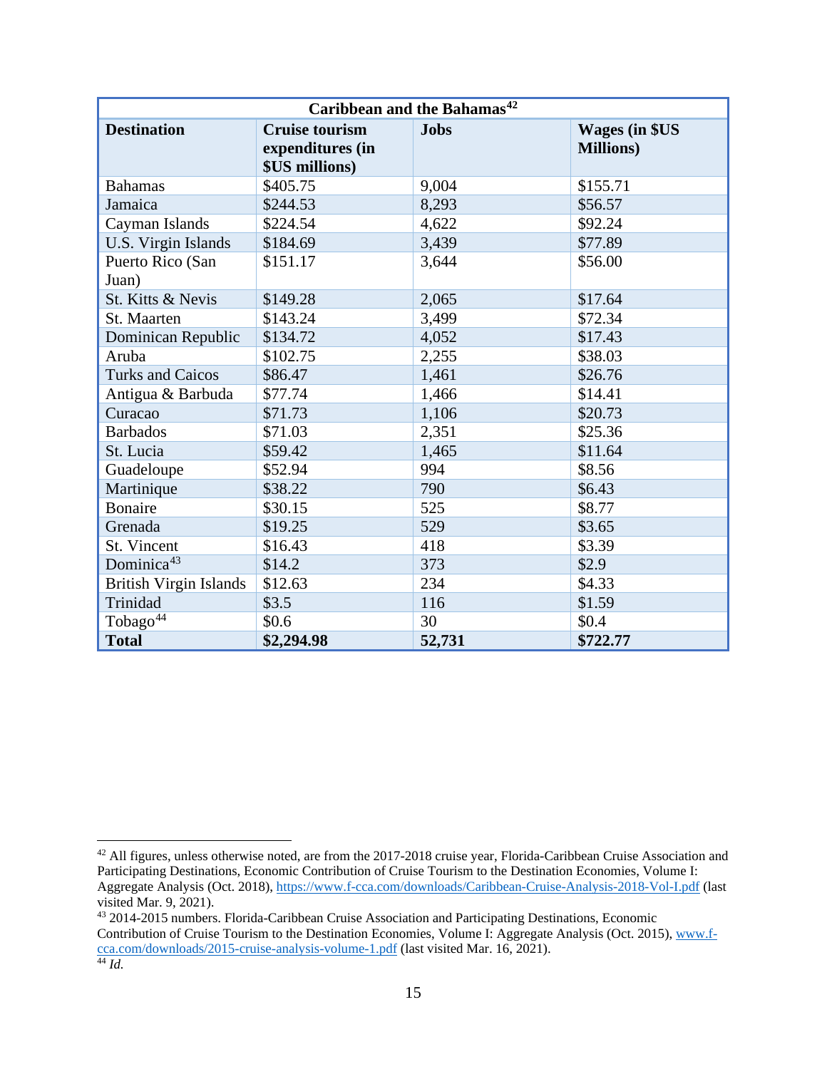| Caribbean and the Bahamas[42] | | | |
|---|---|---|---|
| **Destination** | **Cruise tourism expenditures (in $US millions)** | **Jobs** | **Wages (in $US Millions)** |
| Bahamas | $405.75 | 9,004 | $155.71 |
| Jamaica | $244.53 | 8,293 | $56.57 |
| Cayman Islands | $224.54 | 4,622 | $92.24 |
| U.S. Virgin Islands | $184.69 | 3,439 | $77.89 |
| Puerto Rico (San Juan) | $151.17 | 3,644 | $56.00 |
| St. Kitts & Nevis | $149.28 | 2,065 | $17.64 |
| St. Maarten | $143.24 | 3,499 | $72.34 |
| Dominican Republic | $134.72 | 4,052 | $17.43 |
| Aruba | $102.75 | 2,255 | $38.03 |
| Turks and Caicos | $86.47 | 1,461 | $26.76 |
| Antigua & Barbuda | $77.74 | 1,466 | $14.41 |
| Curacao | $71.73 | 1,106 | $20.73 |
| Barbados | $71.03 | 2,351 | $25.36 |
| St. Lucia | $59.42 | 1,465 | $11.64 |
| Guadeloupe | $52.94 | 994 | $8.56 |
| Martinique | $38.22 | 790 | $6.43 |
| Bonaire | $30.15 | 525 | $8.77 |
| Grenada | $19.25 | 529 | $3.65 |
| St. Vincent | $16.43 | 418 | $3.39 |
| Dominica[43] | $14.2 | 373 | $2.9 |
| British Virgin Islands | $12.63 | 234 | $4.33 |
| Trinidad | $3.5 | 116 | $1.59 |
| Tobago[44] | $0.6 | 30 | $0.4 |
| **Total** | **$2,294.98** | **52,731** | **$722.77** |

---

[42] All figures, unless otherwise noted, are from the 2017-2018 cruise year, Florida-Caribbean Cruise Association and Participating Destinations, Economic Contribution of Cruise Tourism to the Destination Economies, Volume I: Aggregate Analysis (Oct. 2018), https://www.f-cca.com/downloads/Caribbean-Cruise-Analysis-2018-Vol-I.pdf (last visited Mar. 9, 2021).

[43] 2014-2015 numbers. Florida-Caribbean Cruise Association and Participating Destinations, Economic Contribution of Cruise Tourism to the Destination Economies, Volume I: Aggregate Analysis (Oct. 2015), www.f-cca.com/downloads/2015-cruise-analysis-volume-1.pdf (last visited Mar. 16, 2021).

[44] *Id.*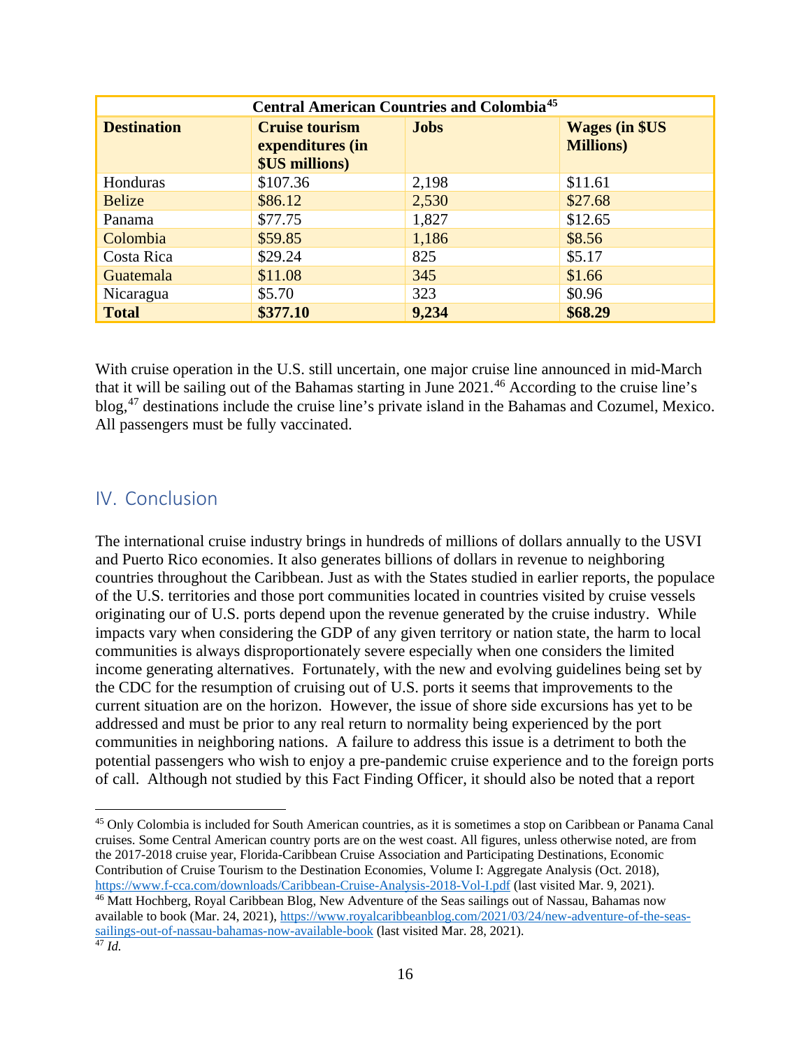| Central American Countries and Colombia[45] | | | |
|---|---|---|---|
| **Destination** | **Cruise tourism expenditures (in $US millions)** | **Jobs** | **Wages (in $US Millions)** |
| Honduras | $107.36 | 2,198 | $11.61 |
| Belize | $86.12 | 2,530 | $27.68 |
| Panama | $77.75 | 1,827 | $12.65 |
| Colombia | $59.85 | 1,186 | $8.56 |
| Costa Rica | $29.24 | 825 | $5.17 |
| Guatemala | $11.08 | 345 | $1.66 |
| Nicaragua | $5.70 | 323 | $0.96 |
| **Total** | **$377.10** | **9,234** | **$68.29** |

With cruise operation in the U.S. still uncertain, one major cruise line announced in mid-March that it will be sailing out of the Bahamas starting in June 2021.[46] According to the cruise line's blog,[47] destinations include the cruise line's private island in the Bahamas and Cozumel, Mexico. All passengers must be fully vaccinated.

## IV. Conclusion

The international cruise industry brings in hundreds of millions of dollars annually to the USVI and Puerto Rico economies. It also generates billions of dollars in revenue to neighboring countries throughout the Caribbean. Just as with the States studied in earlier reports, the populace of the U.S. territories and those port communities located in countries visited by cruise vessels originating our of U.S. ports depend upon the revenue generated by the cruise industry. While impacts vary when considering the GDP of any given territory or nation state, the harm to local communities is always disproportionately severe especially when one considers the limited income generating alternatives. Fortunately, with the new and evolving guidelines being set by the CDC for the resumption of cruising out of U.S. ports it seems that improvements to the current situation are on the horizon. However, the issue of shore side excursions has yet to be addressed and must be prior to any real return to normality being experienced by the port communities in neighboring nations. A failure to address this issue is a detriment to both the potential passengers who wish to enjoy a pre-pandemic cruise experience and to the foreign ports of call. Although not studied by this Fact Finding Officer, it should also be noted that a report

---

[45] Only Colombia is included for South American countries, as it is sometimes a stop on Caribbean or Panama Canal cruises. Some Central American country ports are on the west coast. All figures, unless otherwise noted, are from the 2017-2018 cruise year, Florida-Caribbean Cruise Association and Participating Destinations, Economic Contribution of Cruise Tourism to the Destination Economies, Volume I: Aggregate Analysis (Oct. 2018), https://www.f-cca.com/downloads/Caribbean-Cruise-Analysis-2018-Vol-I.pdf (last visited Mar. 9, 2021).

[46] Matt Hochberg, Royal Caribbean Blog, New Adventure of the Seas sailings out of Nassau, Bahamas now available to book (Mar. 24, 2021), https://www.royalcaribbeanblog.com/2021/03/24/new-adventure-of-the-seas-sailings-out-of-nassau-bahamas-now-available-book (last visited Mar. 28, 2021).

[47] *Id.*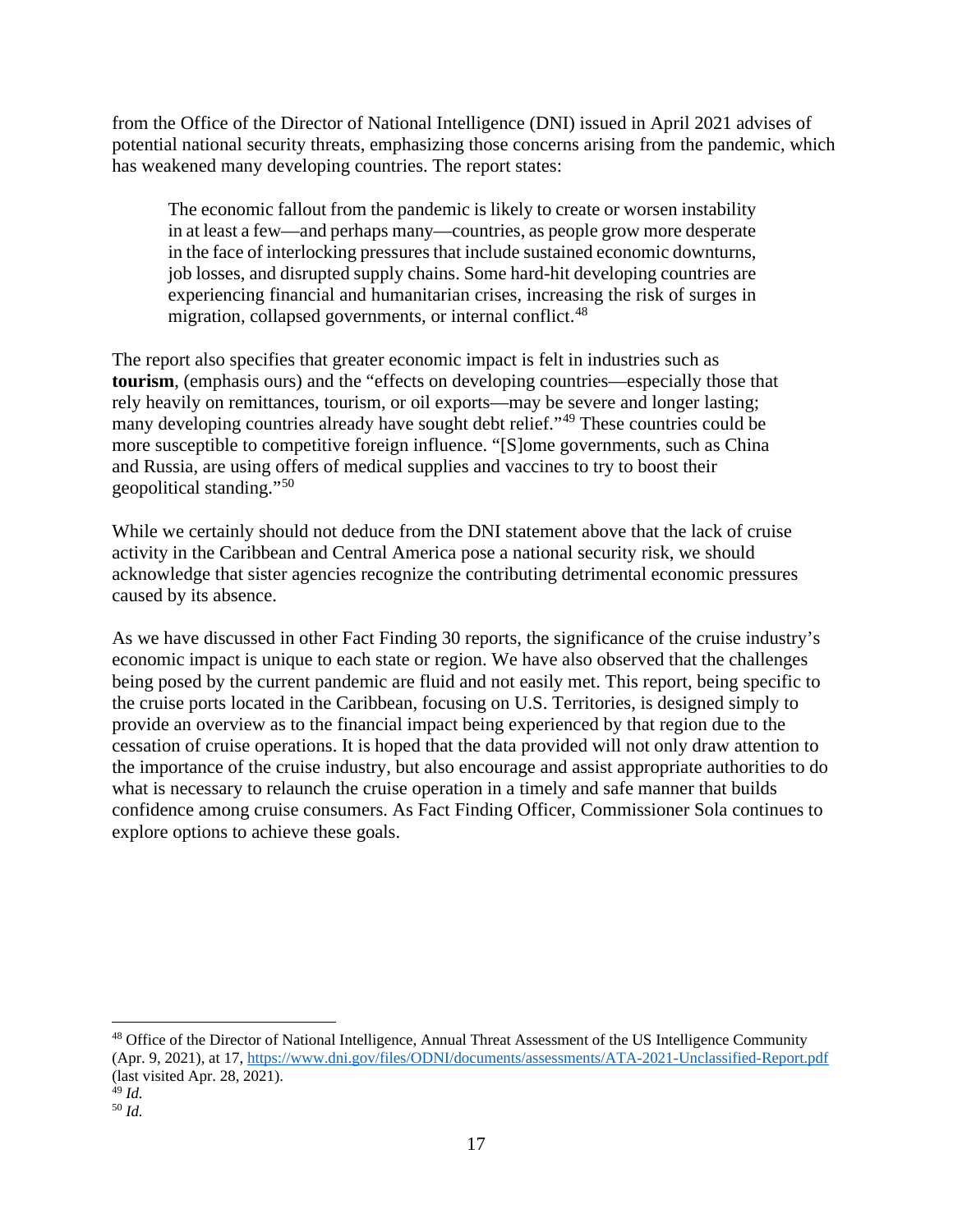from the Office of the Director of National Intelligence (DNI) issued in April 2021 advises of potential national security threats, emphasizing those concerns arising from the pandemic, which has weakened many developing countries. The report states:

> The economic fallout from the pandemic is likely to create or worsen instability in at least a few—and perhaps many—countries, as people grow more desperate in the face of interlocking pressures that include sustained economic downturns, job losses, and disrupted supply chains. Some hard-hit developing countries are experiencing financial and humanitarian crises, increasing the risk of surges in migration, collapsed governments, or internal conflict.[48]

The report also specifies that greater economic impact is felt in industries such as **tourism**, (emphasis ours) and the "effects on developing countries—especially those that rely heavily on remittances, tourism, or oil exports—may be severe and longer lasting; many developing countries already have sought debt relief."[49] These countries could be more susceptible to competitive foreign influence. "[S]ome governments, such as China and Russia, are using offers of medical supplies and vaccines to try to boost their geopolitical standing."[50]

While we certainly should not deduce from the DNI statement above that the lack of cruise activity in the Caribbean and Central America pose a national security risk, we should acknowledge that sister agencies recognize the contributing detrimental economic pressures caused by its absence.

As we have discussed in other Fact Finding 30 reports, the significance of the cruise industry's economic impact is unique to each state or region. We have also observed that the challenges being posed by the current pandemic are fluid and not easily met. This report, being specific to the cruise ports located in the Caribbean, focusing on U.S. Territories, is designed simply to provide an overview as to the financial impact being experienced by that region due to the cessation of cruise operations. It is hoped that the data provided will not only draw attention to the importance of the cruise industry, but also encourage and assist appropriate authorities to do what is necessary to relaunch the cruise operation in a timely and safe manner that builds confidence among cruise consumers. As Fact Finding Officer, Commissioner Sola continues to explore options to achieve these goals.

---

[48] Office of the Director of National Intelligence, Annual Threat Assessment of the US Intelligence Community (Apr. 9, 2021), at 17, https://www.dni.gov/files/ODNI/documents/assessments/ATA-2021-Unclassified-Report.pdf (last visited Apr. 28, 2021).

[49] *Id.*

[50] *Id.*